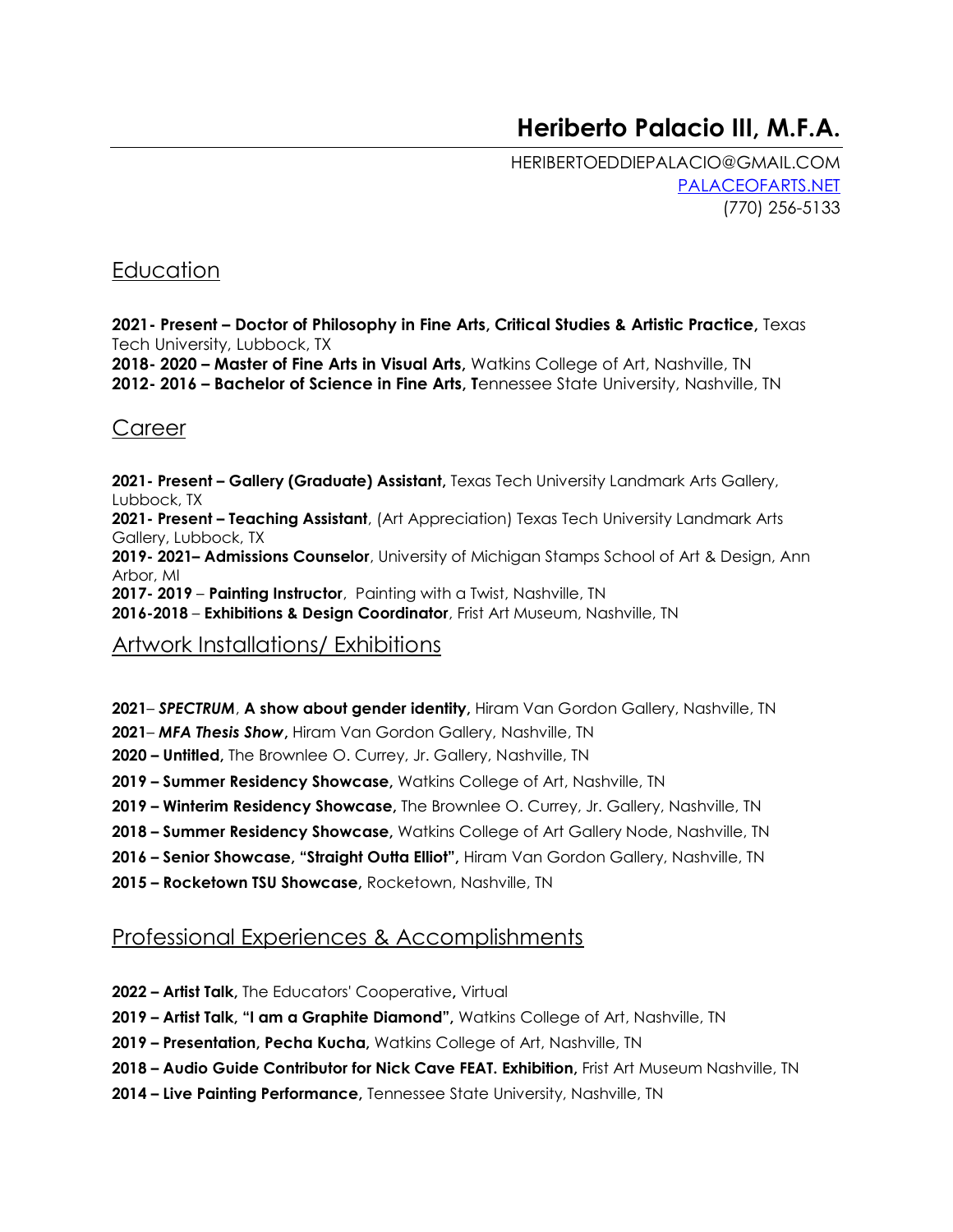# Heriberto Palacio III, M.F.A.

HERIBERTOEDDIEPALACIO@GMAIL.COM
[PALACEOFARTS.NET](http://PALACEOFARTS.NET)
(770) 256-5133

## Education

**2021- Present – Doctor of Philosophy in Fine Arts, Critical Studies & Artistic Practice,** Texas Tech University, Lubbock, TX
**2018- 2020 – Master of Fine Arts in Visual Arts,** Watkins College of Art, Nashville, TN
**2012- 2016 – Bachelor of Science in Fine Arts, T**ennessee State University, Nashville, TN

## Career

**2021- Present – Gallery (Graduate) Assistant,** Texas Tech University Landmark Arts Gallery, Lubbock, TX
**2021- Present – Teaching Assistant**, (Art Appreciation) Texas Tech University Landmark Arts Gallery, Lubbock, TX
**2019- 2021– Admissions Counselor**, University of Michigan Stamps School of Art & Design, Ann Arbor, MI
**2017- 2019** – **Painting Instructor**, Painting with a Twist, Nashville, TN
**2016-2018** – **Exhibitions & Design Coordinator**, Frist Art Museum, Nashville, TN

## Artwork Installations/ Exhibitions

**2021**– ***SPECTRUM***, **A show about gender identity,** Hiram Van Gordon Gallery, Nashville, TN
**2021**– ***MFA Thesis Show*****,** Hiram Van Gordon Gallery, Nashville, TN
**2020 – Untitled,** The Brownlee O. Currey, Jr. Gallery, Nashville, TN
**2019 – Summer Residency Showcase,** Watkins College of Art, Nashville, TN
**2019 – Winterim Residency Showcase,** The Brownlee O. Currey, Jr. Gallery, Nashville, TN
**2018 – Summer Residency Showcase,** Watkins College of Art Gallery Node, Nashville, TN
**2016 – Senior Showcase, "Straight Outta Elliot",** Hiram Van Gordon Gallery, Nashville, TN
**2015 – Rocketown TSU Showcase,** Rocketown, Nashville, TN

## Professional Experiences & Accomplishments

**2022 – Artist Talk,** The Educators' Cooperative**,** Virtual
**2019 – Artist Talk, "I am a Graphite Diamond",** Watkins College of Art, Nashville, TN
**2019 – Presentation, Pecha Kucha,** Watkins College of Art, Nashville, TN
**2018 – Audio Guide Contributor for Nick Cave FEAT. Exhibition,** Frist Art Museum Nashville, TN
**2014 – Live Painting Performance,** Tennessee State University, Nashville, TN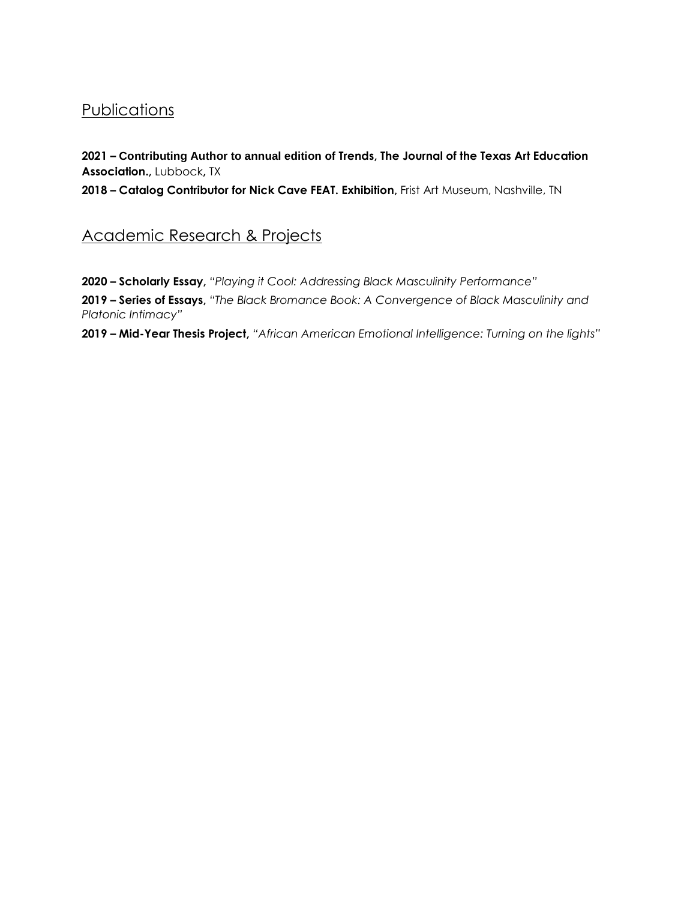## Publications

**2021 – Contributing Author to annual edition of Trends, The Journal of the Texas Art Education Association.,** Lubbock**,** TX

**2018 – Catalog Contributor for Nick Cave FEAT. Exhibition,** Frist Art Museum, Nashville, TN

## Academic Research & Projects

**2020 – Scholarly Essay,** *"Playing it Cool: Addressing Black Masculinity Performance"*

**2019 – Series of Essays,** *"The Black Bromance Book: A Convergence of Black Masculinity and Platonic Intimacy"*

**2019 – Mid-Year Thesis Project,** *"African American Emotional Intelligence: Turning on the lights"*